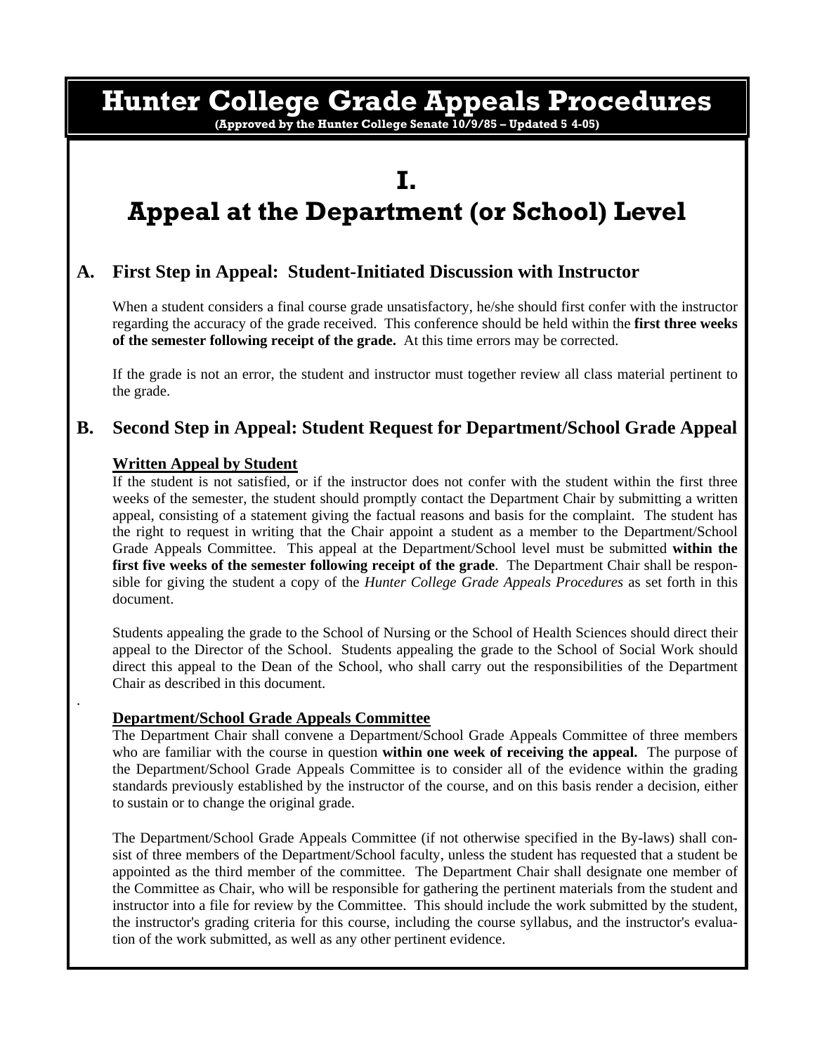# Hunter College Grade Appeals Procedures

**(Approved by the Hunter College Senate 10/9/85 – Updated 5 4-05)**

# I.
# Appeal at the Department (or School) Level

## A. First Step in Appeal: Student-Initiated Discussion with Instructor

When a student considers a final course grade unsatisfactory, he/she should first confer with the instructor regarding the accuracy of the grade received. This conference should be held within the **first three weeks of the semester following receipt of the grade.** At this time errors may be corrected.

If the grade is not an error, the student and instructor must together review all class material pertinent to the grade.

## B. Second Step in Appeal: Student Request for Department/School Grade Appeal

### Written Appeal by Student

If the student is not satisfied, or if the instructor does not confer with the student within the first three weeks of the semester, the student should promptly contact the Department Chair by submitting a written appeal, consisting of a statement giving the factual reasons and basis for the complaint. The student has the right to request in writing that the Chair appoint a student as a member to the Department/School Grade Appeals Committee. This appeal at the Department/School level must be submitted **within the first five weeks of the semester following receipt of the grade**. The Department Chair shall be responsible for giving the student a copy of the *Hunter College Grade Appeals Procedures* as set forth in this document.

Students appealing the grade to the School of Nursing or the School of Health Sciences should direct their appeal to the Director of the School. Students appealing the grade to the School of Social Work should direct this appeal to the Dean of the School, who shall carry out the responsibilities of the Department Chair as described in this document.

### Department/School Grade Appeals Committee

The Department Chair shall convene a Department/School Grade Appeals Committee of three members who are familiar with the course in question **within one week of receiving the appeal.** The purpose of the Department/School Grade Appeals Committee is to consider all of the evidence within the grading standards previously established by the instructor of the course, and on this basis render a decision, either to sustain or to change the original grade.

The Department/School Grade Appeals Committee (if not otherwise specified in the By-laws) shall consist of three members of the Department/School faculty, unless the student has requested that a student be appointed as the third member of the committee. The Department Chair shall designate one member of the Committee as Chair, who will be responsible for gathering the pertinent materials from the student and instructor into a file for review by the Committee. This should include the work submitted by the student, the instructor's grading criteria for this course, including the course syllabus, and the instructor's evaluation of the work submitted, as well as any other pertinent evidence.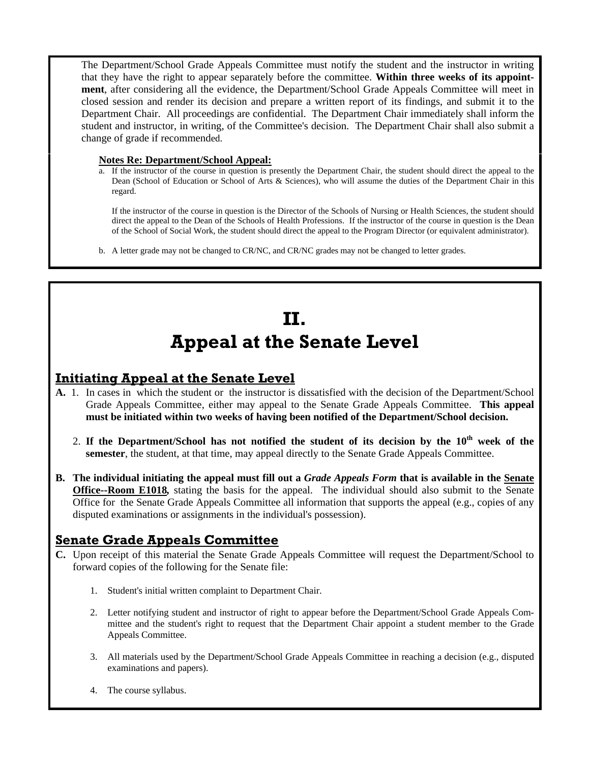The Department/School Grade Appeals Committee must notify the student and the instructor in writing that they have the right to appear separately before the committee. **Within three weeks of its appointment**, after considering all the evidence, the Department/School Grade Appeals Committee will meet in closed session and render its decision and prepare a written report of its findings, and submit it to the Department Chair. All proceedings are confidential. The Department Chair immediately shall inform the student and instructor, in writing, of the Committee's decision. The Department Chair shall also submit a change of grade if recommended.

**Notes Re: Department/School Appeal:**

a. If the instructor of the course in question is presently the Department Chair, the student should direct the appeal to the Dean (School of Education or School of Arts & Sciences), who will assume the duties of the Department Chair in this regard.

   If the instructor of the course in question is the Director of the Schools of Nursing or Health Sciences, the student should direct the appeal to the Dean of the Schools of Health Professions. If the instructor of the course in question is the Dean of the School of Social Work, the student should direct the appeal to the Program Director (or equivalent administrator).

b. A letter grade may not be changed to CR/NC, and CR/NC grades may not be changed to letter grades.

# II. Appeal at the Senate Level

## Initiating Appeal at the Senate Level

**A.** 1. In cases in which the student or the instructor is dissatisfied with the decision of the Department/School Grade Appeals Committee, either may appeal to the Senate Grade Appeals Committee. **This appeal must be initiated within two weeks of having been notified of the Department/School decision.**

2. **If the Department/School has not notified the student of its decision by the 10th week of the semester**, the student, at that time, may appeal directly to the Senate Grade Appeals Committee.

**B. The individual initiating the appeal must fill out a *Grade Appeals Form* that is available in the Senate Office--Room E1018,** stating the basis for the appeal. The individual should also submit to the Senate Office for the Senate Grade Appeals Committee all information that supports the appeal (e.g., copies of any disputed examinations or assignments in the individual's possession).

## Senate Grade Appeals Committee

**C.** Upon receipt of this material the Senate Grade Appeals Committee will request the Department/School to forward copies of the following for the Senate file:

1. Student's initial written complaint to Department Chair.
2. Letter notifying student and instructor of right to appear before the Department/School Grade Appeals Committee and the student's right to request that the Department Chair appoint a student member to the Grade Appeals Committee.
3. All materials used by the Department/School Grade Appeals Committee in reaching a decision (e.g., disputed examinations and papers).
4. The course syllabus.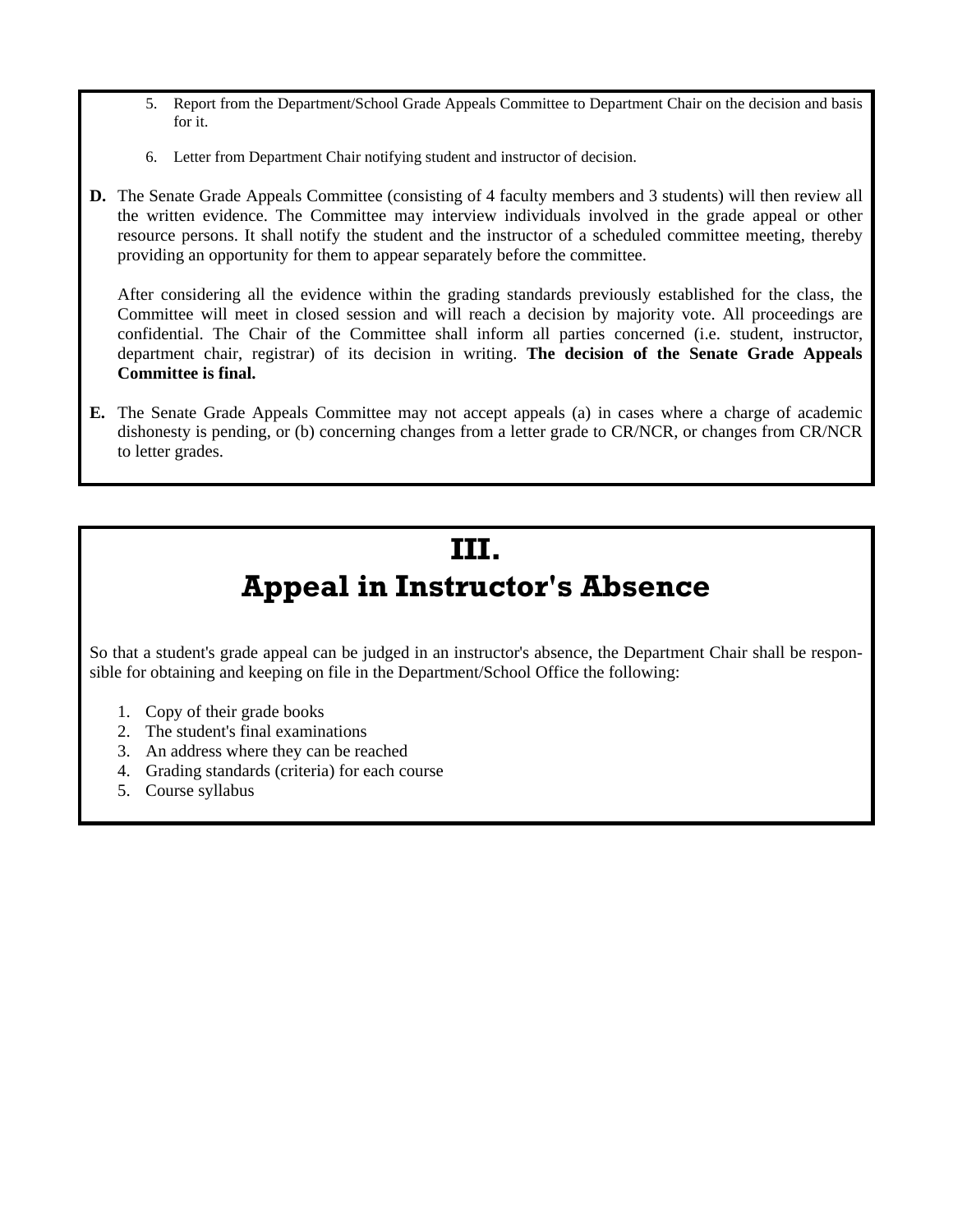5. Report from the Department/School Grade Appeals Committee to Department Chair on the decision and basis for it.

6. Letter from Department Chair notifying student and instructor of decision.

**D.** The Senate Grade Appeals Committee (consisting of 4 faculty members and 3 students) will then review all the written evidence. The Committee may interview individuals involved in the grade appeal or other resource persons. It shall notify the student and the instructor of a scheduled committee meeting, thereby providing an opportunity for them to appear separately before the committee.

After considering all the evidence within the grading standards previously established for the class, the Committee will meet in closed session and will reach a decision by majority vote. All proceedings are confidential. The Chair of the Committee shall inform all parties concerned (i.e. student, instructor, department chair, registrar) of its decision in writing. **The decision of the Senate Grade Appeals Committee is final.**

**E.** The Senate Grade Appeals Committee may not accept appeals (a) in cases where a charge of academic dishonesty is pending, or (b) concerning changes from a letter grade to CR/NCR, or changes from CR/NCR to letter grades.

# III.
# Appeal in Instructor's Absence

So that a student's grade appeal can be judged in an instructor's absence, the Department Chair shall be responsible for obtaining and keeping on file in the Department/School Office the following:

1. Copy of their grade books
2. The student's final examinations
3. An address where they can be reached
4. Grading standards (criteria) for each course
5. Course syllabus